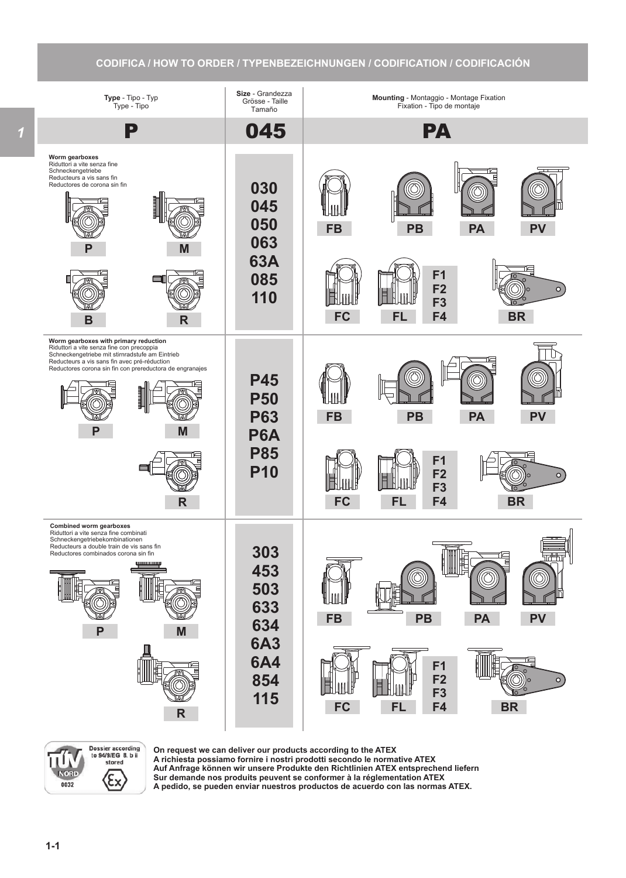## CODIFICA / HOW TO ORDER / TYPENBEZEICHNUNGEN / CODIFICATION / CODIFICACIÓN

| **Type** - Tipo - Typ Type - Tipo | **Size** - Grandezza Grösse - Taille Tamaño | **Mounting** - Montaggio - Montage Fixation Fixation - Tipo de montaje |
|---|---|---|
| **P** | **045** | **PA** |
| **Worm gearboxes** Riduttori a vite senza fine Schneckengetriebe Reducteurs a vis sans fin Reductores de corona sin fin — P, M, B, R | 030, 045, 050, 063, 63A, 085, 110 | FB, PB, PA, PV, FC, FL, F1, F2, F3, F4, BR |
| **Worm gearboxes with primary reduction** Riduttori a vite senza fine con precoppia Schneckengetriebe mit stirnradstufe am Eintrieb Reducteurs a vis sans fin avec pré-réduction Reductores corona sin fin con prereductora de engranajes — P, M, R | P45, P50, P63, P6A, P85, P10 | FB, PB, PA, PV, FC, FL, F1, F2, F3, F4, BR |
| **Combined worm gearboxes** Riduttori a vite senza fine combinati Schneckengetriebekombinationen Reducteurs a double train de vis sans fin Reductores combinados corona sin fin — P, M, R | 303, 453, 503, 633, 634, 6A3, 6A4, 854, 115 | FB, PB, PA, PV, FC, FL, F1, F2, F3, F4, BR |

TÜV NORD 0032 — Dossier according to 94/9/EG 8. b ii stored

**On request we can deliver our products according to the ATEX**
**A richiesta possiamo fornire i nostri prodotti secondo le normative ATEX**
**Auf Anfrage können wir unsere Produkte den Richtlinien ATEX entsprechend liefern**
**Sur demande nos produits peuvent se conformer à la réglementation ATEX**
**A pedido, se pueden enviar nuestros productos de acuerdo con las normas ATEX.**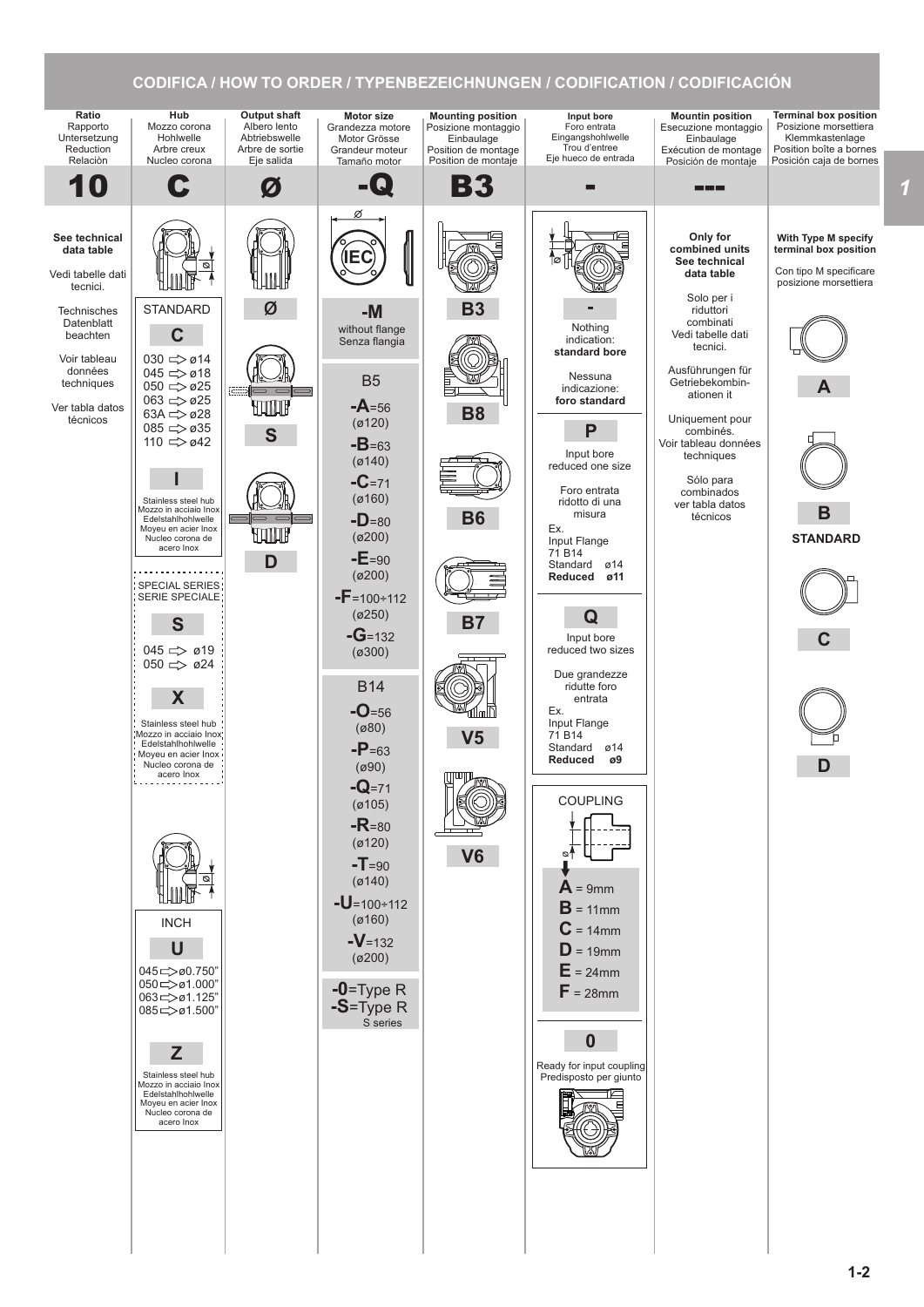# CODIFICA / HOW TO ORDER / TYPENBEZEICHNUNGEN / CODIFICATION / CODIFICACIÓN

| Ratio<br>Rapporto<br>Untersetzung<br>Reduction<br>Relaciòn | Hub<br>Mozzo corona<br>Hohlwelle<br>Arbre creux<br>Nucleo corona | Output shaft<br>Albero lento<br>Abtriebswelle<br>Arbre de sortie<br>Eje salida | Motor size<br>Grandezza motore<br>Motor Grösse<br>Grandeur moteur<br>Tamaño motor | Mounting position<br>Posizione montaggio<br>Einbaulage<br>Position de montage<br>Position de montaje | Input bore<br>Foro entrata<br>Eingangshohlwelle<br>Trou d'entree<br>Eje hueco de entrada | Mountin position<br>Esecuzione montaggio<br>Einbaulage<br>Exécution de montage<br>Posición de montaje | Terminal box position<br>Posizione morsettiera<br>Klemmkastenlage<br>Position boîte a bornes<br>Posición caja de bornes |
|---|---|---|---|---|---|---|---|
| **10** | **C** | **Ø** | **-Q** | **B3** | **-** | **---** | |

## Ratio

**See technical data table**

Vedi tabelle dati tecnici.

Technisches Datenblatt beachten

Voir tableau données techniques

Ver tabla datos técnicos

## Hub

STANDARD

**C**

- 030 ⇨ ø14
- 045 ⇨ ø18
- 050 ⇨ ø25
- 063 ⇨ ø25
- 63A ⇨ ø28
- 085 ⇨ ø35
- 110 ⇨ ø42

**I**

Stainless steel hub / Mozzo in acciaio Inox / Edelstahlhohlwelle / Moyeu en acier Inox / Nucleo corona de acero Inox

SPECIAL SERIES / SERIE SPECIALE

**S**

- 045 ⇨ ø19
- 050 ⇨ ø24

**X**

Stainless steel hub / Mozzo in acciaio Inox / Edelstahlhohlwelle / Moyeu en acier Inox / Nucleo corona de acero Inox

INCH

**U**

- 045 ⇨ ø0.750"
- 050 ⇨ ø1.000"
- 063 ⇨ ø1.125"
- 085 ⇨ ø1.500"

**Z**

Stainless steel hub / Mozzo in acciaio Inox / Edelstahlhohlwelle / Moyeu en acier Inox / Nucleo corona de acero Inox

## Output shaft

**Ø**

**S**

**D**

## Motor size

IEC

**-M** without flange / Senza flangia

B5

- **-A**=56 (ø120)
- **-B**=63 (ø140)
- **-C**=71 (ø160)
- **-D**=80 (ø200)
- **-E**=90 (ø200)
- **-F**=100÷112 (ø250)
- **-G**=132 (ø300)

B14

- **-O**=56 (ø80)
- **-P**=63 (ø90)
- **-Q**=71 (ø105)
- **-R**=80 (ø120)
- **-T**=90 (ø140)
- **-U**=100÷112 (ø160)
- **-V**=132 (ø200)

**-0**=Type R

**-S**=Type R S series

## Mounting position

**B3**, **B8**, **B6**, **B7**, **V5**, **V6**

## Input bore

**-**

Nothing indication: **standard bore**

Nessuna indicazione: **foro standard**

**P**

Input bore reduced one size

Foro entrata ridotto di una misura

Ex.
Input Flange 71 B14
Standard ø14
**Reduced ø11**

**Q**

Input bore reduced two sizes

Due grandezze ridutte foro entrata

Ex.
Input Flange 71 B14
Standard ø14
**Reduced ø9**

COUPLING

- **A** = 9mm
- **B** = 11mm
- **C** = 14mm
- **D** = 19mm
- **E** = 24mm
- **F** = 28mm

**0**

Ready for input coupling
Predisposto per giunto

## Mountin position

**Only for combined units See technical data table**

Solo per i riduttori combinati Vedi tabelle dati tecnici.

Ausführungen für Getriebekombinationen it

Uniquement pour combinés. Voir tableau données techniques

Sólo para combinados ver tabla datos técnicos

## Terminal box position

**With Type M specify terminal box position**

Con tipo M specificare posizione morsettiera

**A**

**B**

**STANDARD**

**C**

**D**